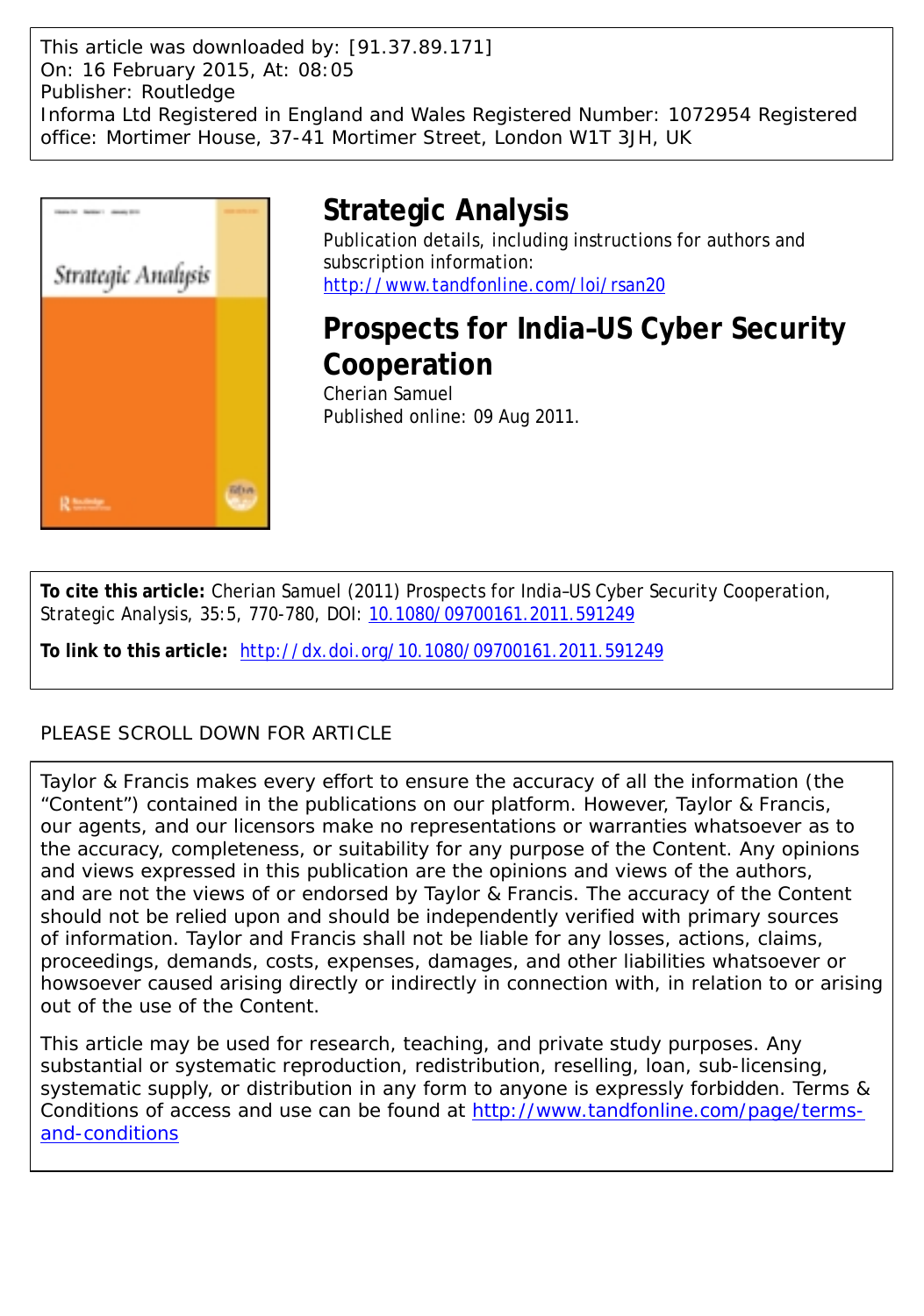This article was downloaded by: [91.37.89.171]
On: 16 February 2015, At: 08:05
Publisher: Routledge
Informa Ltd Registered in England and Wales Registered Number: 1072954 Registered office: Mortimer House, 37-41 Mortimer Street, London W1T 3JH, UK

# Strategic Analysis

Publication details, including instructions for authors and subscription information:
http://www.tandfonline.com/loi/rsan20

# Prospects for India-US Cyber Security Cooperation

Cherian Samuel
Published online: 09 Aug 2011.

**To cite this article:** Cherian Samuel (2011) Prospects for India–US Cyber Security Cooperation, Strategic Analysis, 35:5, 770-780, DOI: 10.1080/09700161.2011.591249

**To link to this article:** http://dx.doi.org/10.1080/09700161.2011.591249

PLEASE SCROLL DOWN FOR ARTICLE

Taylor & Francis makes every effort to ensure the accuracy of all the information (the "Content") contained in the publications on our platform. However, Taylor & Francis, our agents, and our licensors make no representations or warranties whatsoever as to the accuracy, completeness, or suitability for any purpose of the Content. Any opinions and views expressed in this publication are the opinions and views of the authors, and are not the views of or endorsed by Taylor & Francis. The accuracy of the Content should not be relied upon and should be independently verified with primary sources of information. Taylor and Francis shall not be liable for any losses, actions, claims, proceedings, demands, costs, expenses, damages, and other liabilities whatsoever or howsoever caused arising directly or indirectly in connection with, in relation to or arising out of the use of the Content.

This article may be used for research, teaching, and private study purposes. Any substantial or systematic reproduction, redistribution, reselling, loan, sub-licensing, systematic supply, or distribution in any form to anyone is expressly forbidden. Terms & Conditions of access and use can be found at http://www.tandfonline.com/page/terms-and-conditions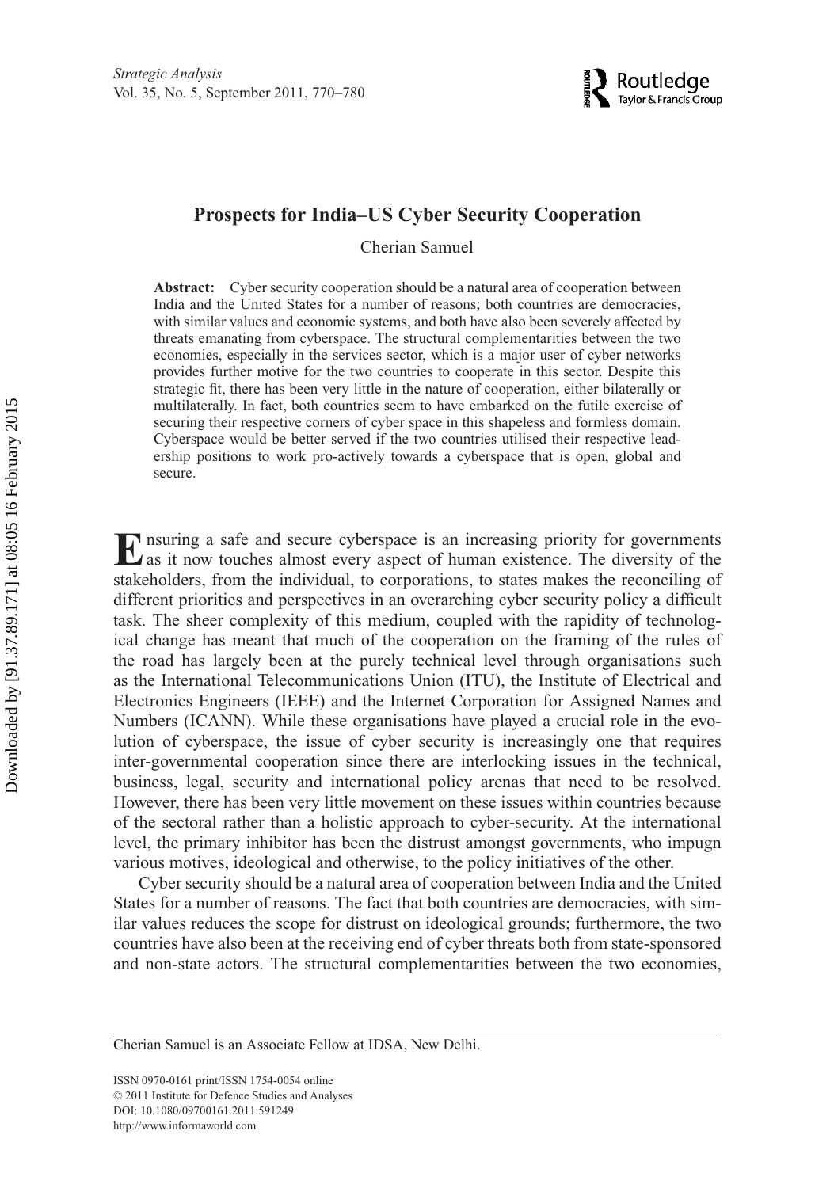# Prospects for India–US Cyber Security Cooperation

Cherian Samuel

**Abstract:** Cyber security cooperation should be a natural area of cooperation between India and the United States for a number of reasons; both countries are democracies, with similar values and economic systems, and both have also been severely affected by threats emanating from cyberspace. The structural complementarities between the two economies, especially in the services sector, which is a major user of cyber networks provides further motive for the two countries to cooperate in this sector. Despite this strategic fit, there has been very little in the nature of cooperation, either bilaterally or multilaterally. In fact, both countries seem to have embarked on the futile exercise of securing their respective corners of cyber space in this shapeless and formless domain. Cyberspace would be better served if the two countries utilised their respective leadership positions to work pro-actively towards a cyberspace that is open, global and secure.

Ensuring a safe and secure cyberspace is an increasing priority for governments as it now touches almost every aspect of human existence. The diversity of the stakeholders, from the individual, to corporations, to states makes the reconciling of different priorities and perspectives in an overarching cyber security policy a difficult task. The sheer complexity of this medium, coupled with the rapidity of technological change has meant that much of the cooperation on the framing of the rules of the road has largely been at the purely technical level through organisations such as the International Telecommunications Union (ITU), the Institute of Electrical and Electronics Engineers (IEEE) and the Internet Corporation for Assigned Names and Numbers (ICANN). While these organisations have played a crucial role in the evolution of cyberspace, the issue of cyber security is increasingly one that requires inter-governmental cooperation since there are interlocking issues in the technical, business, legal, security and international policy arenas that need to be resolved. However, there has been very little movement on these issues within countries because of the sectoral rather than a holistic approach to cyber-security. At the international level, the primary inhibitor has been the distrust amongst governments, who impugn various motives, ideological and otherwise, to the policy initiatives of the other.

Cyber security should be a natural area of cooperation between India and the United States for a number of reasons. The fact that both countries are democracies, with similar values reduces the scope for distrust on ideological grounds; furthermore, the two countries have also been at the receiving end of cyber threats both from state-sponsored and non-state actors. The structural complementarities between the two economies,

Cherian Samuel is an Associate Fellow at IDSA, New Delhi.

ISSN 0970-0161 print/ISSN 1754-0054 online
© 2011 Institute for Defence Studies and Analyses
DOI: 10.1080/09700161.2011.591249
http://www.informaworld.com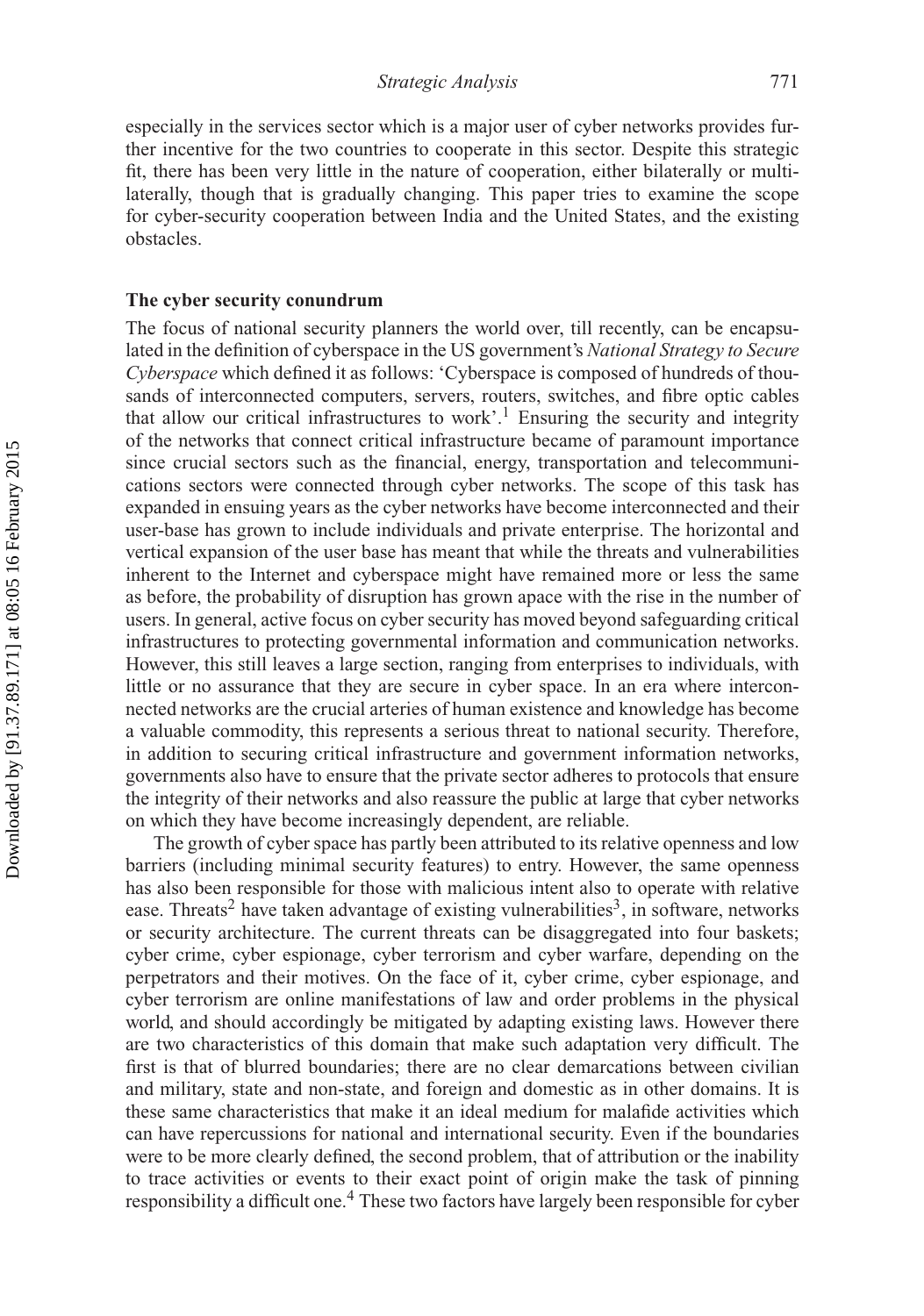especially in the services sector which is a major user of cyber networks provides further incentive for the two countries to cooperate in this sector. Despite this strategic fit, there has been very little in the nature of cooperation, either bilaterally or multilaterally, though that is gradually changing. This paper tries to examine the scope for cyber-security cooperation between India and the United States, and the existing obstacles.

## The cyber security conundrum

The focus of national security planners the world over, till recently, can be encapsulated in the definition of cyberspace in the US government's *National Strategy to Secure Cyberspace* which defined it as follows: 'Cyberspace is composed of hundreds of thousands of interconnected computers, servers, routers, switches, and fibre optic cables that allow our critical infrastructures to work'.[1] Ensuring the security and integrity of the networks that connect critical infrastructure became of paramount importance since crucial sectors such as the financial, energy, transportation and telecommunications sectors were connected through cyber networks. The scope of this task has expanded in ensuing years as the cyber networks have become interconnected and their user-base has grown to include individuals and private enterprise. The horizontal and vertical expansion of the user base has meant that while the threats and vulnerabilities inherent to the Internet and cyberspace might have remained more or less the same as before, the probability of disruption has grown apace with the rise in the number of users. In general, active focus on cyber security has moved beyond safeguarding critical infrastructures to protecting governmental information and communication networks. However, this still leaves a large section, ranging from enterprises to individuals, with little or no assurance that they are secure in cyber space. In an era where interconnected networks are the crucial arteries of human existence and knowledge has become a valuable commodity, this represents a serious threat to national security. Therefore, in addition to securing critical infrastructure and government information networks, governments also have to ensure that the private sector adheres to protocols that ensure the integrity of their networks and also reassure the public at large that cyber networks on which they have become increasingly dependent, are reliable.

The growth of cyber space has partly been attributed to its relative openness and low barriers (including minimal security features) to entry. However, the same openness has also been responsible for those with malicious intent also to operate with relative ease. Threats[2] have taken advantage of existing vulnerabilities[3], in software, networks or security architecture. The current threats can be disaggregated into four baskets; cyber crime, cyber espionage, cyber terrorism and cyber warfare, depending on the perpetrators and their motives. On the face of it, cyber crime, cyber espionage, and cyber terrorism are online manifestations of law and order problems in the physical world, and should accordingly be mitigated by adapting existing laws. However there are two characteristics of this domain that make such adaptation very difficult. The first is that of blurred boundaries; there are no clear demarcations between civilian and military, state and non-state, and foreign and domestic as in other domains. It is these same characteristics that make it an ideal medium for malafide activities which can have repercussions for national and international security. Even if the boundaries were to be more clearly defined, the second problem, that of attribution or the inability to trace activities or events to their exact point of origin make the task of pinning responsibility a difficult one.[4] These two factors have largely been responsible for cyber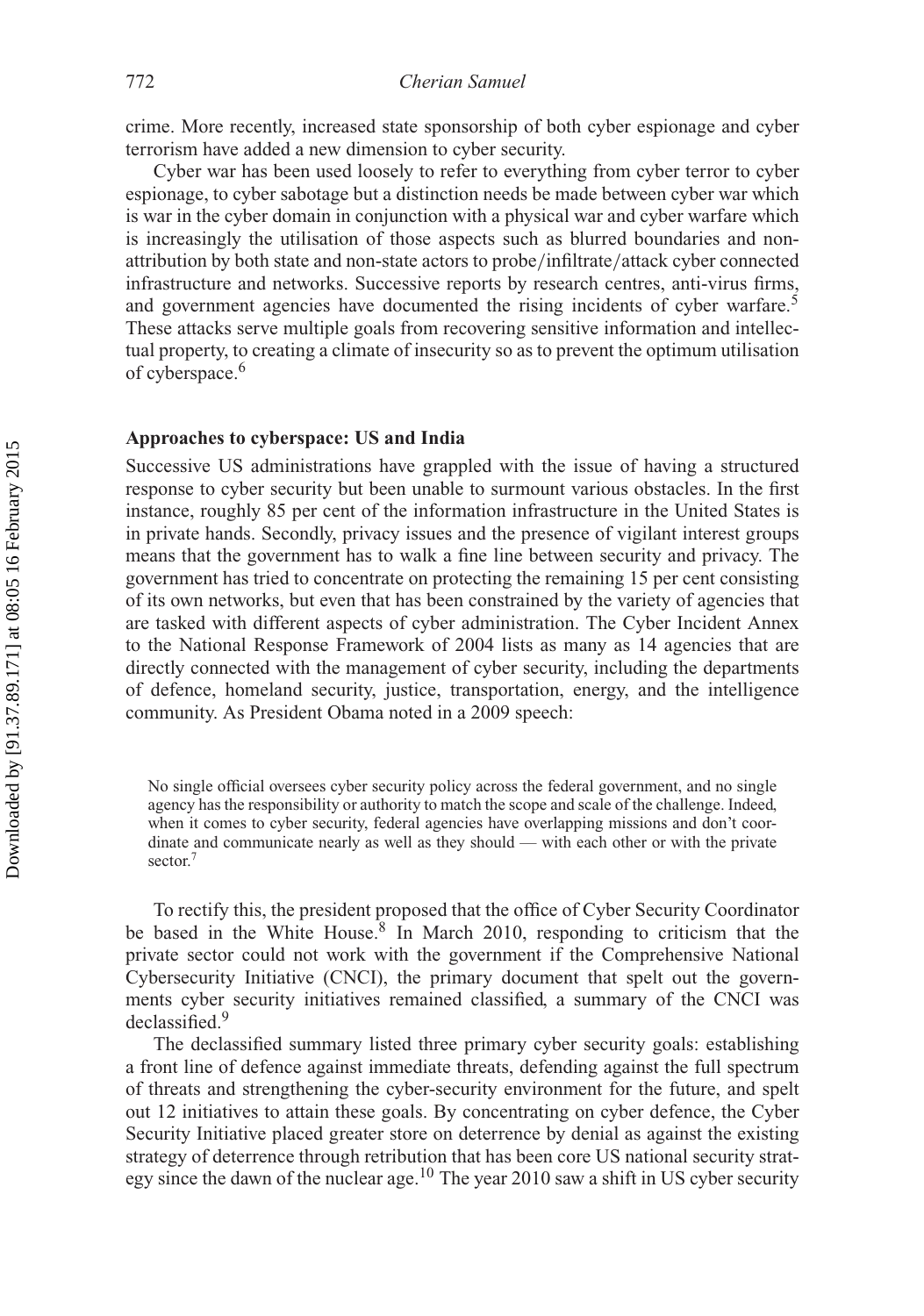crime. More recently, increased state sponsorship of both cyber espionage and cyber terrorism have added a new dimension to cyber security.

Cyber war has been used loosely to refer to everything from cyber terror to cyber espionage, to cyber sabotage but a distinction needs be made between cyber war which is war in the cyber domain in conjunction with a physical war and cyber warfare which is increasingly the utilisation of those aspects such as blurred boundaries and non-attribution by both state and non-state actors to probe/infiltrate/attack cyber connected infrastructure and networks. Successive reports by research centres, anti-virus firms, and government agencies have documented the rising incidents of cyber warfare.[5] These attacks serve multiple goals from recovering sensitive information and intellectual property, to creating a climate of insecurity so as to prevent the optimum utilisation of cyberspace.[6]

### Approaches to cyberspace: US and India

Successive US administrations have grappled with the issue of having a structured response to cyber security but been unable to surmount various obstacles. In the first instance, roughly 85 per cent of the information infrastructure in the United States is in private hands. Secondly, privacy issues and the presence of vigilant interest groups means that the government has to walk a fine line between security and privacy. The government has tried to concentrate on protecting the remaining 15 per cent consisting of its own networks, but even that has been constrained by the variety of agencies that are tasked with different aspects of cyber administration. The Cyber Incident Annex to the National Response Framework of 2004 lists as many as 14 agencies that are directly connected with the management of cyber security, including the departments of defence, homeland security, justice, transportation, energy, and the intelligence community. As President Obama noted in a 2009 speech:

> No single official oversees cyber security policy across the federal government, and no single agency has the responsibility or authority to match the scope and scale of the challenge. Indeed, when it comes to cyber security, federal agencies have overlapping missions and don't coordinate and communicate nearly as well as they should — with each other or with the private sector.[7]

To rectify this, the president proposed that the office of Cyber Security Coordinator be based in the White House.[8] In March 2010, responding to criticism that the private sector could not work with the government if the Comprehensive National Cybersecurity Initiative (CNCI), the primary document that spelt out the governments cyber security initiatives remained classified, a summary of the CNCI was declassified.[9]

The declassified summary listed three primary cyber security goals: establishing a front line of defence against immediate threats, defending against the full spectrum of threats and strengthening the cyber-security environment for the future, and spelt out 12 initiatives to attain these goals. By concentrating on cyber defence, the Cyber Security Initiative placed greater store on deterrence by denial as against the existing strategy of deterrence through retribution that has been core US national security strategy since the dawn of the nuclear age.[10] The year 2010 saw a shift in US cyber security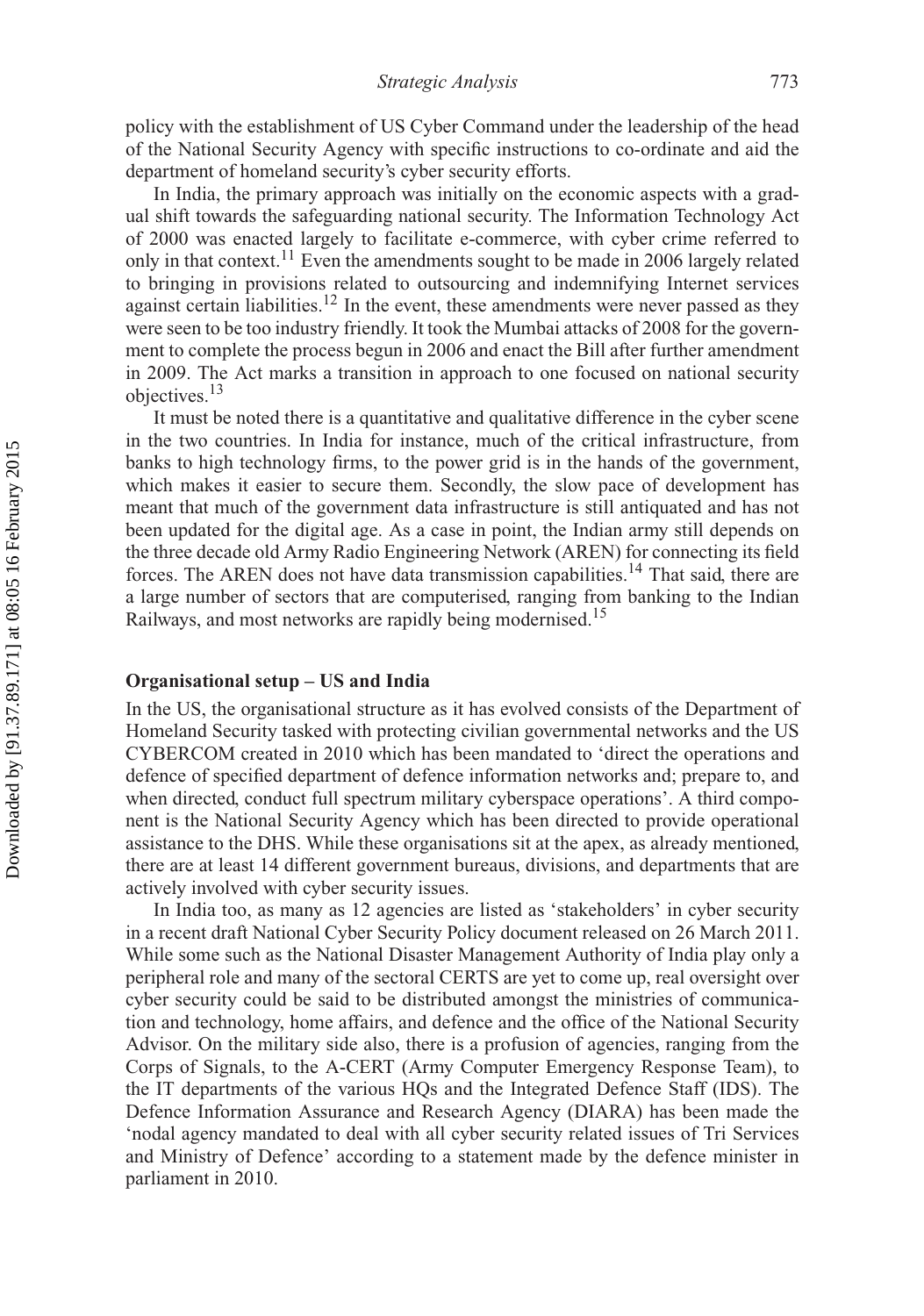policy with the establishment of US Cyber Command under the leadership of the head of the National Security Agency with specific instructions to co-ordinate and aid the department of homeland security's cyber security efforts.

In India, the primary approach was initially on the economic aspects with a gradual shift towards the safeguarding national security. The Information Technology Act of 2000 was enacted largely to facilitate e-commerce, with cyber crime referred to only in that context.[11] Even the amendments sought to be made in 2006 largely related to bringing in provisions related to outsourcing and indemnifying Internet services against certain liabilities.[12] In the event, these amendments were never passed as they were seen to be too industry friendly. It took the Mumbai attacks of 2008 for the government to complete the process begun in 2006 and enact the Bill after further amendment in 2009. The Act marks a transition in approach to one focused on national security objectives.[13]

It must be noted there is a quantitative and qualitative difference in the cyber scene in the two countries. In India for instance, much of the critical infrastructure, from banks to high technology firms, to the power grid is in the hands of the government, which makes it easier to secure them. Secondly, the slow pace of development has meant that much of the government data infrastructure is still antiquated and has not been updated for the digital age. As a case in point, the Indian army still depends on the three decade old Army Radio Engineering Network (AREN) for connecting its field forces. The AREN does not have data transmission capabilities.[14] That said, there are a large number of sectors that are computerised, ranging from banking to the Indian Railways, and most networks are rapidly being modernised.[15]

## Organisational setup – US and India

In the US, the organisational structure as it has evolved consists of the Department of Homeland Security tasked with protecting civilian governmental networks and the US CYBERCOM created in 2010 which has been mandated to 'direct the operations and defence of specified department of defence information networks and; prepare to, and when directed, conduct full spectrum military cyberspace operations'. A third component is the National Security Agency which has been directed to provide operational assistance to the DHS. While these organisations sit at the apex, as already mentioned, there are at least 14 different government bureaus, divisions, and departments that are actively involved with cyber security issues.

In India too, as many as 12 agencies are listed as 'stakeholders' in cyber security in a recent draft National Cyber Security Policy document released on 26 March 2011. While some such as the National Disaster Management Authority of India play only a peripheral role and many of the sectoral CERTS are yet to come up, real oversight over cyber security could be said to be distributed amongst the ministries of communication and technology, home affairs, and defence and the office of the National Security Advisor. On the military side also, there is a profusion of agencies, ranging from the Corps of Signals, to the A-CERT (Army Computer Emergency Response Team), to the IT departments of the various HQs and the Integrated Defence Staff (IDS). The Defence Information Assurance and Research Agency (DIARA) has been made the 'nodal agency mandated to deal with all cyber security related issues of Tri Services and Ministry of Defence' according to a statement made by the defence minister in parliament in 2010.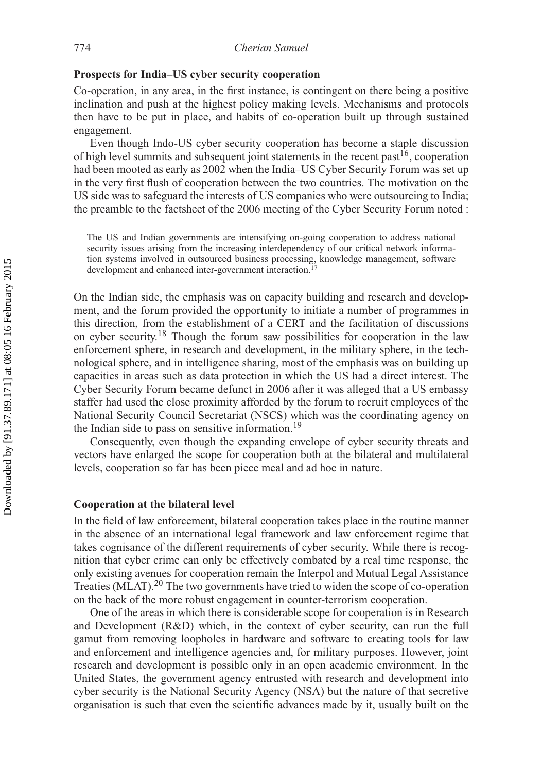**Prospects for India–US cyber security cooperation**

Co-operation, in any area, in the first instance, is contingent on there being a positive inclination and push at the highest policy making levels. Mechanisms and protocols then have to be put in place, and habits of co-operation built up through sustained engagement.

Even though Indo-US cyber security cooperation has become a staple discussion of high level summits and subsequent joint statements in the recent past[16], cooperation had been mooted as early as 2002 when the India–US Cyber Security Forum was set up in the very first flush of cooperation between the two countries. The motivation on the US side was to safeguard the interests of US companies who were outsourcing to India; the preamble to the factsheet of the 2006 meeting of the Cyber Security Forum noted :

> The US and Indian governments are intensifying on-going cooperation to address national security issues arising from the increasing interdependency of our critical network information systems involved in outsourced business processing, knowledge management, software development and enhanced inter-government interaction.[17]

On the Indian side, the emphasis was on capacity building and research and development, and the forum provided the opportunity to initiate a number of programmes in this direction, from the establishment of a CERT and the facilitation of discussions on cyber security.[18] Though the forum saw possibilities for cooperation in the law enforcement sphere, in research and development, in the military sphere, in the technological sphere, and in intelligence sharing, most of the emphasis was on building up capacities in areas such as data protection in which the US had a direct interest. The Cyber Security Forum became defunct in 2006 after it was alleged that a US embassy staffer had used the close proximity afforded by the forum to recruit employees of the National Security Council Secretariat (NSCS) which was the coordinating agency on the Indian side to pass on sensitive information.[19]

Consequently, even though the expanding envelope of cyber security threats and vectors have enlarged the scope for cooperation both at the bilateral and multilateral levels, cooperation so far has been piece meal and ad hoc in nature.

**Cooperation at the bilateral level**

In the field of law enforcement, bilateral cooperation takes place in the routine manner in the absence of an international legal framework and law enforcement regime that takes cognisance of the different requirements of cyber security. While there is recognition that cyber crime can only be effectively combated by a real time response, the only existing avenues for cooperation remain the Interpol and Mutual Legal Assistance Treaties (MLAT).[20] The two governments have tried to widen the scope of co-operation on the back of the more robust engagement in counter-terrorism cooperation.

One of the areas in which there is considerable scope for cooperation is in Research and Development (R&D) which, in the context of cyber security, can run the full gamut from removing loopholes in hardware and software to creating tools for law and enforcement and intelligence agencies and, for military purposes. However, joint research and development is possible only in an open academic environment. In the United States, the government agency entrusted with research and development into cyber security is the National Security Agency (NSA) but the nature of that secretive organisation is such that even the scientific advances made by it, usually built on the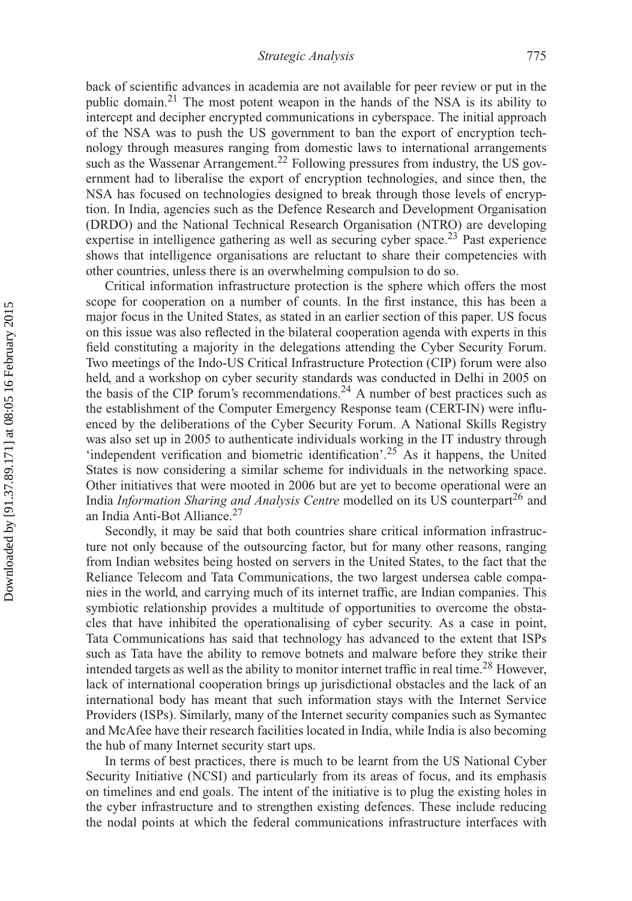back of scientific advances in academia are not available for peer review or put in the public domain.[21] The most potent weapon in the hands of the NSA is its ability to intercept and decipher encrypted communications in cyberspace. The initial approach of the NSA was to push the US government to ban the export of encryption technology through measures ranging from domestic laws to international arrangements such as the Wassenar Arrangement.[22] Following pressures from industry, the US government had to liberalise the export of encryption technologies, and since then, the NSA has focused on technologies designed to break through those levels of encryption. In India, agencies such as the Defence Research and Development Organisation (DRDO) and the National Technical Research Organisation (NTRO) are developing expertise in intelligence gathering as well as securing cyber space.[23] Past experience shows that intelligence organisations are reluctant to share their competencies with other countries, unless there is an overwhelming compulsion to do so.

Critical information infrastructure protection is the sphere which offers the most scope for cooperation on a number of counts. In the first instance, this has been a major focus in the United States, as stated in an earlier section of this paper. US focus on this issue was also reflected in the bilateral cooperation agenda with experts in this field constituting a majority in the delegations attending the Cyber Security Forum. Two meetings of the Indo-US Critical Infrastructure Protection (CIP) forum were also held, and a workshop on cyber security standards was conducted in Delhi in 2005 on the basis of the CIP forum's recommendations.[24] A number of best practices such as the establishment of the Computer Emergency Response team (CERT-IN) were influenced by the deliberations of the Cyber Security Forum. A National Skills Registry was also set up in 2005 to authenticate individuals working in the IT industry through 'independent verification and biometric identification'.[25] As it happens, the United States is now considering a similar scheme for individuals in the networking space. Other initiatives that were mooted in 2006 but are yet to become operational were an India *Information Sharing and Analysis Centre* modelled on its US counterpart[26] and an India Anti-Bot Alliance.[27]

Secondly, it may be said that both countries share critical information infrastructure not only because of the outsourcing factor, but for many other reasons, ranging from Indian websites being hosted on servers in the United States, to the fact that the Reliance Telecom and Tata Communications, the two largest undersea cable companies in the world, and carrying much of its internet traffic, are Indian companies. This symbiotic relationship provides a multitude of opportunities to overcome the obstacles that have inhibited the operationalising of cyber security. As a case in point, Tata Communications has said that technology has advanced to the extent that ISPs such as Tata have the ability to remove botnets and malware before they strike their intended targets as well as the ability to monitor internet traffic in real time.[28] However, lack of international cooperation brings up jurisdictional obstacles and the lack of an international body has meant that such information stays with the Internet Service Providers (ISPs). Similarly, many of the Internet security companies such as Symantec and McAfee have their research facilities located in India, while India is also becoming the hub of many Internet security start ups.

In terms of best practices, there is much to be learnt from the US National Cyber Security Initiative (NCSI) and particularly from its areas of focus, and its emphasis on timelines and end goals. The intent of the initiative is to plug the existing holes in the cyber infrastructure and to strengthen existing defences. These include reducing the nodal points at which the federal communications infrastructure interfaces with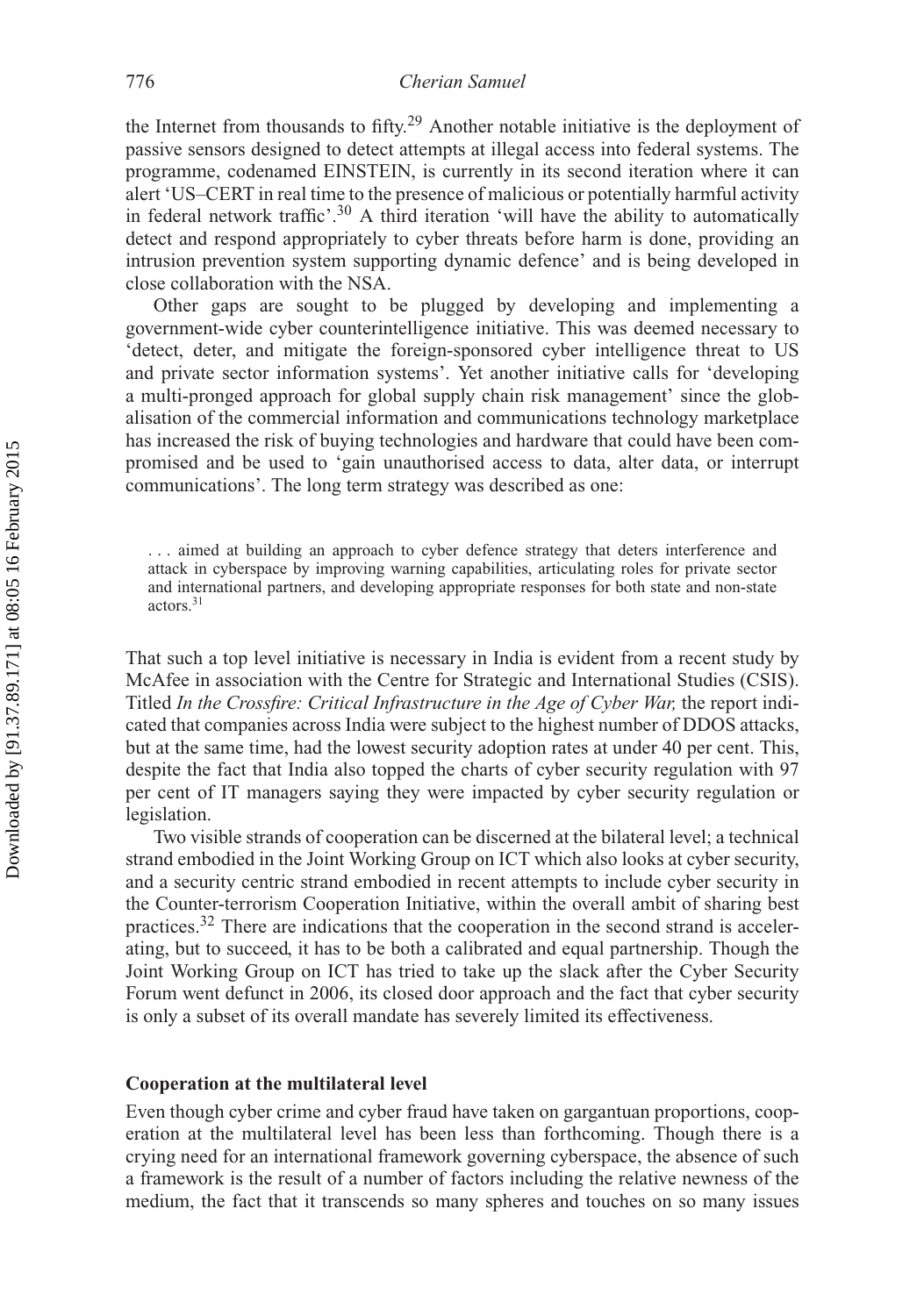the Internet from thousands to fifty.[29] Another notable initiative is the deployment of passive sensors designed to detect attempts at illegal access into federal systems. The programme, codenamed EINSTEIN, is currently in its second iteration where it can alert 'US–CERT in real time to the presence of malicious or potentially harmful activity in federal network traffic'.[30] A third iteration 'will have the ability to automatically detect and respond appropriately to cyber threats before harm is done, providing an intrusion prevention system supporting dynamic defence' and is being developed in close collaboration with the NSA.

Other gaps are sought to be plugged by developing and implementing a government-wide cyber counterintelligence initiative. This was deemed necessary to 'detect, deter, and mitigate the foreign-sponsored cyber intelligence threat to US and private sector information systems'. Yet another initiative calls for 'developing a multi-pronged approach for global supply chain risk management' since the globalisation of the commercial information and communications technology marketplace has increased the risk of buying technologies and hardware that could have been compromised and be used to 'gain unauthorised access to data, alter data, or interrupt communications'. The long term strategy was described as one:

> . . . aimed at building an approach to cyber defence strategy that deters interference and attack in cyberspace by improving warning capabilities, articulating roles for private sector and international partners, and developing appropriate responses for both state and non-state actors.[31]

That such a top level initiative is necessary in India is evident from a recent study by McAfee in association with the Centre for Strategic and International Studies (CSIS). Titled *In the Crossfire: Critical Infrastructure in the Age of Cyber War,* the report indicated that companies across India were subject to the highest number of DDOS attacks, but at the same time, had the lowest security adoption rates at under 40 per cent. This, despite the fact that India also topped the charts of cyber security regulation with 97 per cent of IT managers saying they were impacted by cyber security regulation or legislation.

Two visible strands of cooperation can be discerned at the bilateral level; a technical strand embodied in the Joint Working Group on ICT which also looks at cyber security, and a security centric strand embodied in recent attempts to include cyber security in the Counter-terrorism Cooperation Initiative, within the overall ambit of sharing best practices.[32] There are indications that the cooperation in the second strand is accelerating, but to succeed, it has to be both a calibrated and equal partnership. Though the Joint Working Group on ICT has tried to take up the slack after the Cyber Security Forum went defunct in 2006, its closed door approach and the fact that cyber security is only a subset of its overall mandate has severely limited its effectiveness.

### Cooperation at the multilateral level

Even though cyber crime and cyber fraud have taken on gargantuan proportions, cooperation at the multilateral level has been less than forthcoming. Though there is a crying need for an international framework governing cyberspace, the absence of such a framework is the result of a number of factors including the relative newness of the medium, the fact that it transcends so many spheres and touches on so many issues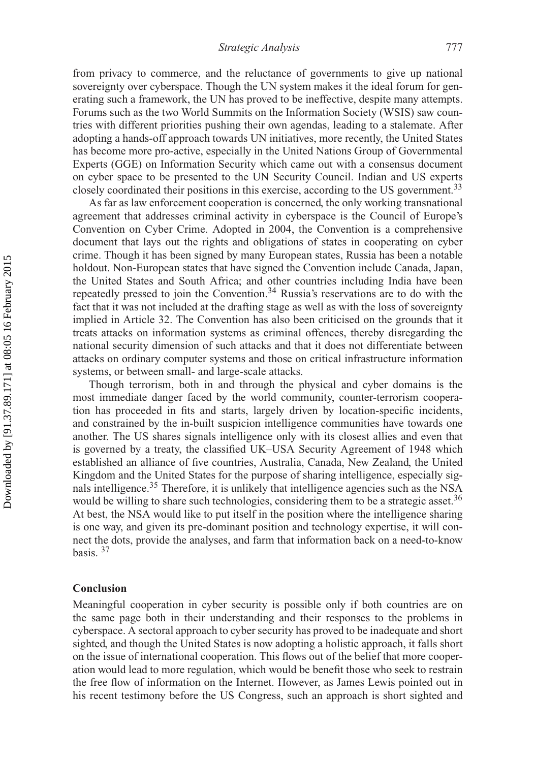from privacy to commerce, and the reluctance of governments to give up national sovereignty over cyberspace. Though the UN system makes it the ideal forum for generating such a framework, the UN has proved to be ineffective, despite many attempts. Forums such as the two World Summits on the Information Society (WSIS) saw countries with different priorities pushing their own agendas, leading to a stalemate. After adopting a hands-off approach towards UN initiatives, more recently, the United States has become more pro-active, especially in the United Nations Group of Governmental Experts (GGE) on Information Security which came out with a consensus document on cyber space to be presented to the UN Security Council. Indian and US experts closely coordinated their positions in this exercise, according to the US government.[33]

As far as law enforcement cooperation is concerned, the only working transnational agreement that addresses criminal activity in cyberspace is the Council of Europe's Convention on Cyber Crime. Adopted in 2004, the Convention is a comprehensive document that lays out the rights and obligations of states in cooperating on cyber crime. Though it has been signed by many European states, Russia has been a notable holdout. Non-European states that have signed the Convention include Canada, Japan, the United States and South Africa; and other countries including India have been repeatedly pressed to join the Convention.[34] Russia's reservations are to do with the fact that it was not included at the drafting stage as well as with the loss of sovereignty implied in Article 32. The Convention has also been criticised on the grounds that it treats attacks on information systems as criminal offences, thereby disregarding the national security dimension of such attacks and that it does not differentiate between attacks on ordinary computer systems and those on critical infrastructure information systems, or between small- and large-scale attacks.

Though terrorism, both in and through the physical and cyber domains is the most immediate danger faced by the world community, counter-terrorism cooperation has proceeded in fits and starts, largely driven by location-specific incidents, and constrained by the in-built suspicion intelligence communities have towards one another. The US shares signals intelligence only with its closest allies and even that is governed by a treaty, the classified UK–USA Security Agreement of 1948 which established an alliance of five countries, Australia, Canada, New Zealand, the United Kingdom and the United States for the purpose of sharing intelligence, especially signals intelligence.[35] Therefore, it is unlikely that intelligence agencies such as the NSA would be willing to share such technologies, considering them to be a strategic asset.[36] At best, the NSA would like to put itself in the position where the intelligence sharing is one way, and given its pre-dominant position and technology expertise, it will connect the dots, provide the analyses, and farm that information back on a need-to-know basis. [37]

## Conclusion

Meaningful cooperation in cyber security is possible only if both countries are on the same page both in their understanding and their responses to the problems in cyberspace. A sectoral approach to cyber security has proved to be inadequate and short sighted, and though the United States is now adopting a holistic approach, it falls short on the issue of international cooperation. This flows out of the belief that more cooperation would lead to more regulation, which would be benefit those who seek to restrain the free flow of information on the Internet. However, as James Lewis pointed out in his recent testimony before the US Congress, such an approach is short sighted and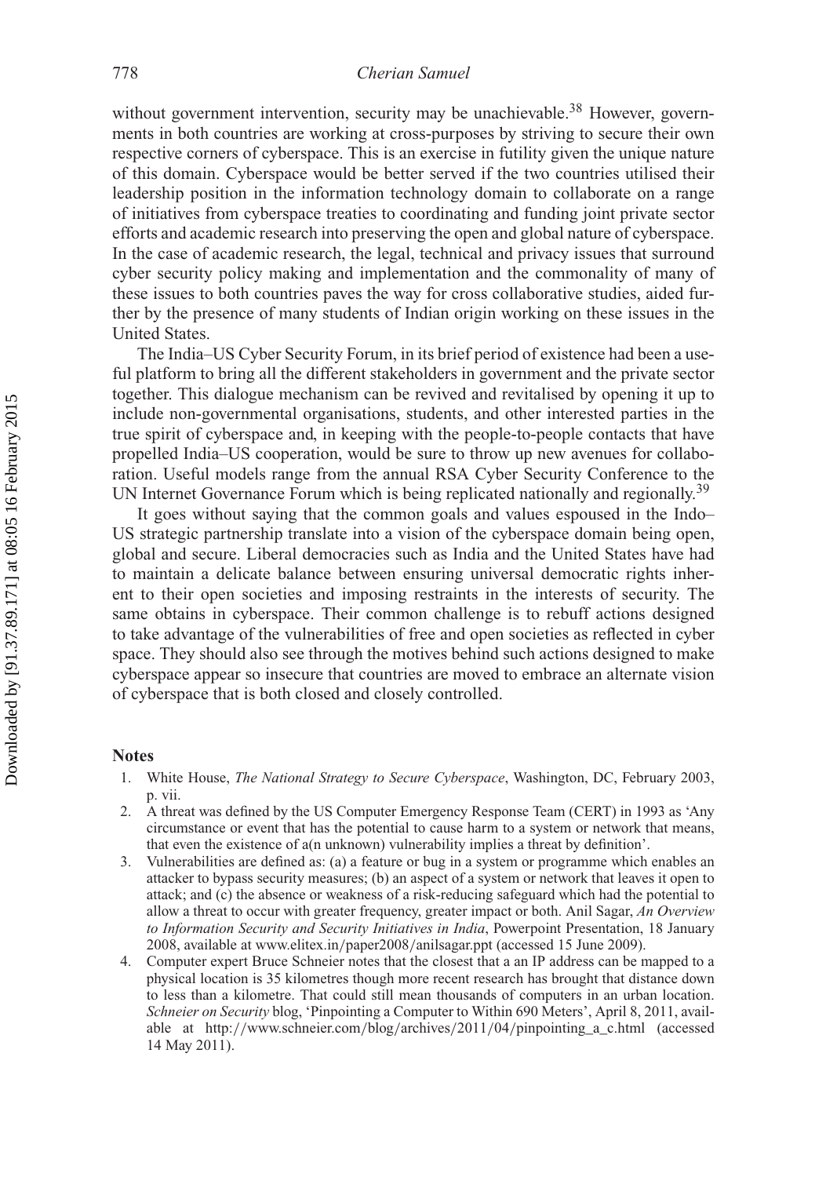without government intervention, security may be unachievable.[38] However, governments in both countries are working at cross-purposes by striving to secure their own respective corners of cyberspace. This is an exercise in futility given the unique nature of this domain. Cyberspace would be better served if the two countries utilised their leadership position in the information technology domain to collaborate on a range of initiatives from cyberspace treaties to coordinating and funding joint private sector efforts and academic research into preserving the open and global nature of cyberspace. In the case of academic research, the legal, technical and privacy issues that surround cyber security policy making and implementation and the commonality of many of these issues to both countries paves the way for cross collaborative studies, aided further by the presence of many students of Indian origin working on these issues in the United States.

The India–US Cyber Security Forum, in its brief period of existence had been a useful platform to bring all the different stakeholders in government and the private sector together. This dialogue mechanism can be revived and revitalised by opening it up to include non-governmental organisations, students, and other interested parties in the true spirit of cyberspace and, in keeping with the people-to-people contacts that have propelled India–US cooperation, would be sure to throw up new avenues for collaboration. Useful models range from the annual RSA Cyber Security Conference to the UN Internet Governance Forum which is being replicated nationally and regionally.[39]

It goes without saying that the common goals and values espoused in the Indo–US strategic partnership translate into a vision of the cyberspace domain being open, global and secure. Liberal democracies such as India and the United States have had to maintain a delicate balance between ensuring universal democratic rights inherent to their open societies and imposing restraints in the interests of security. The same obtains in cyberspace. Their common challenge is to rebuff actions designed to take advantage of the vulnerabilities of free and open societies as reflected in cyber space. They should also see through the motives behind such actions designed to make cyberspace appear so insecure that countries are moved to embrace an alternate vision of cyberspace that is both closed and closely controlled.

## Notes

1. White House, *The National Strategy to Secure Cyberspace*, Washington, DC, February 2003, p. vii.
2. A threat was defined by the US Computer Emergency Response Team (CERT) in 1993 as 'Any circumstance or event that has the potential to cause harm to a system or network that means, that even the existence of a(n unknown) vulnerability implies a threat by definition'.
3. Vulnerabilities are defined as: (a) a feature or bug in a system or programme which enables an attacker to bypass security measures; (b) an aspect of a system or network that leaves it open to attack; and (c) the absence or weakness of a risk-reducing safeguard which had the potential to allow a threat to occur with greater frequency, greater impact or both. Anil Sagar, *An Overview to Information Security and Security Initiatives in India*, Powerpoint Presentation, 18 January 2008, available at www.elitex.in/paper2008/anilsagar.ppt (accessed 15 June 2009).
4. Computer expert Bruce Schneier notes that the closest that a an IP address can be mapped to a physical location is 35 kilometres though more recent research has brought that distance down to less than a kilometre. That could still mean thousands of computers in an urban location. *Schneier on Security* blog, 'Pinpointing a Computer to Within 690 Meters', April 8, 2011, available at http://www.schneier.com/blog/archives/2011/04/pinpointing_a_c.html (accessed 14 May 2011).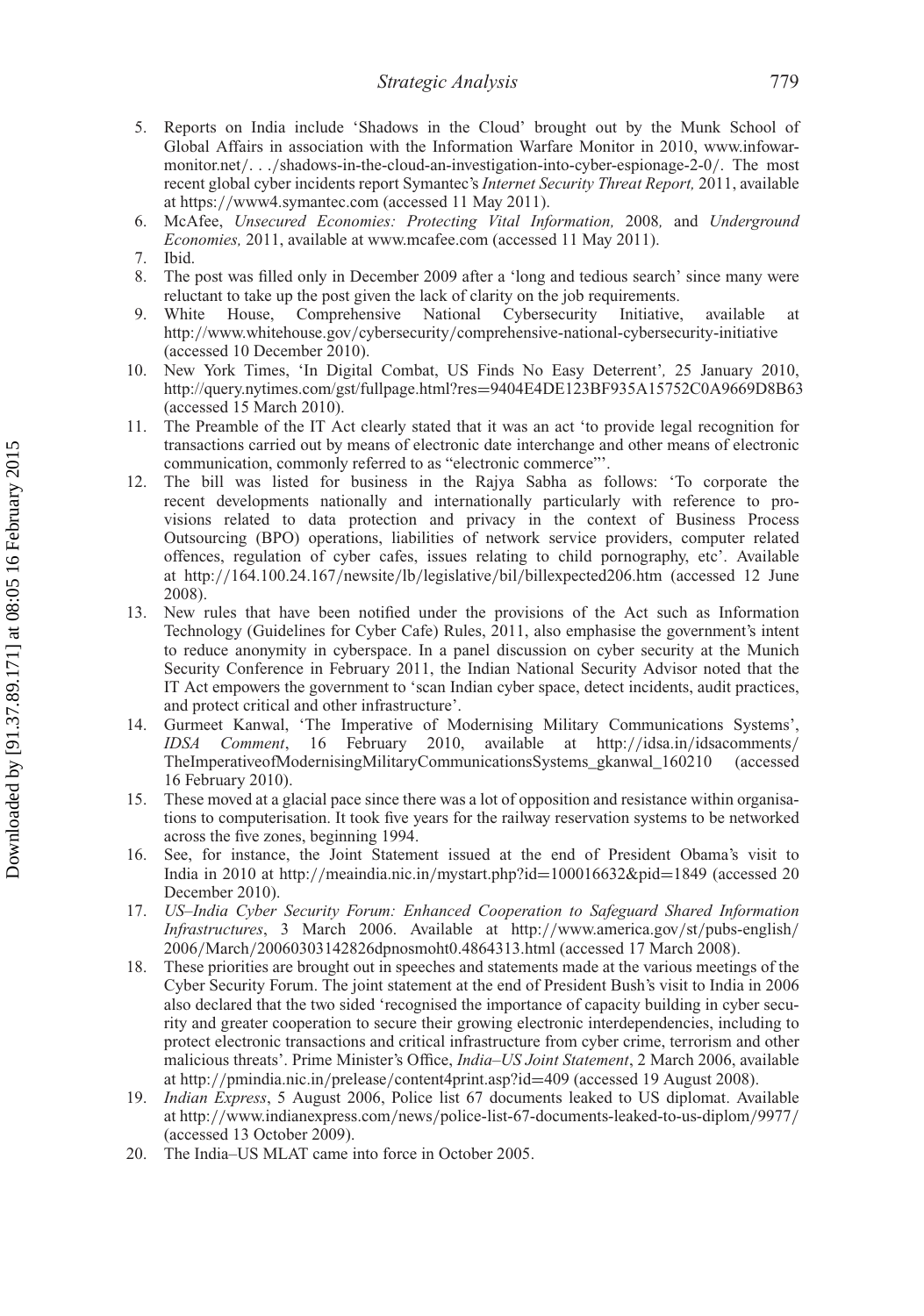5. Reports on India include 'Shadows in the Cloud' brought out by the Munk School of Global Affairs in association with the Information Warfare Monitor in 2010, www.infowar-monitor.net/. . ./shadows-in-the-cloud-an-investigation-into-cyber-espionage-2-0/. The most recent global cyber incidents report Symantec's *Internet Security Threat Report,* 2011, available at https://www4.symantec.com (accessed 11 May 2011).
6. McAfee, *Unsecured Economies: Protecting Vital Information,* 2008*,* and *Underground Economies,* 2011, available at www.mcafee.com (accessed 11 May 2011).
7. Ibid.
8. The post was filled only in December 2009 after a 'long and tedious search' since many were reluctant to take up the post given the lack of clarity on the job requirements.
9. White House, Comprehensive National Cybersecurity Initiative, available at http://www.whitehouse.gov/cybersecurity/comprehensive-national-cybersecurity-initiative (accessed 10 December 2010).
10. New York Times, 'In Digital Combat, US Finds No Easy Deterrent'*,* 25 January 2010, http://query.nytimes.com/gst/fullpage.html?res=9404E4DE123BF935A15752C0A9669D8B63 (accessed 15 March 2010).
11. The Preamble of the IT Act clearly stated that it was an act 'to provide legal recognition for transactions carried out by means of electronic date interchange and other means of electronic communication, commonly referred to as "electronic commerce"'.
12. The bill was listed for business in the Rajya Sabha as follows: 'To corporate the recent developments nationally and internationally particularly with reference to provisions related to data protection and privacy in the context of Business Process Outsourcing (BPO) operations, liabilities of network service providers, computer related offences, regulation of cyber cafes, issues relating to child pornography, etc'. Available at http://164.100.24.167/newsite/lb/legislative/bil/billexpected206.htm (accessed 12 June 2008).
13. New rules that have been notified under the provisions of the Act such as Information Technology (Guidelines for Cyber Cafe) Rules, 2011, also emphasise the government's intent to reduce anonymity in cyberspace. In a panel discussion on cyber security at the Munich Security Conference in February 2011, the Indian National Security Advisor noted that the IT Act empowers the government to 'scan Indian cyber space, detect incidents, audit practices, and protect critical and other infrastructure'.
14. Gurmeet Kanwal, 'The Imperative of Modernising Military Communications Systems', *IDSA Comment*, 16 February 2010, available at http://idsa.in/idsacomments/TheImperativeofModernisingMilitaryCommunicationsSystems_gkanwal_160210 (accessed 16 February 2010).
15. These moved at a glacial pace since there was a lot of opposition and resistance within organisations to computerisation. It took five years for the railway reservation systems to be networked across the five zones, beginning 1994.
16. See, for instance, the Joint Statement issued at the end of President Obama's visit to India in 2010 at http://meaindia.nic.in/mystart.php?id=100016632&pid=1849 (accessed 20 December 2010).
17. *US–India Cyber Security Forum: Enhanced Cooperation to Safeguard Shared Information Infrastructures*, 3 March 2006. Available at http://www.america.gov/st/pubs-english/2006/March/20060303142826dpnosmoht0.4864313.html (accessed 17 March 2008).
18. These priorities are brought out in speeches and statements made at the various meetings of the Cyber Security Forum. The joint statement at the end of President Bush's visit to India in 2006 also declared that the two sided 'recognised the importance of capacity building in cyber security and greater cooperation to secure their growing electronic interdependencies, including to protect electronic transactions and critical infrastructure from cyber crime, terrorism and other malicious threats'. Prime Minister's Office, *India–US Joint Statement*, 2 March 2006, available at http://pmindia.nic.in/prelease/content4print.asp?id=409 (accessed 19 August 2008).
19. *Indian Express*, 5 August 2006, Police list 67 documents leaked to US diplomat. Available at http://www.indianexpress.com/news/police-list-67-documents-leaked-to-us-diplom/9977/ (accessed 13 October 2009).
20. The India–US MLAT came into force in October 2005.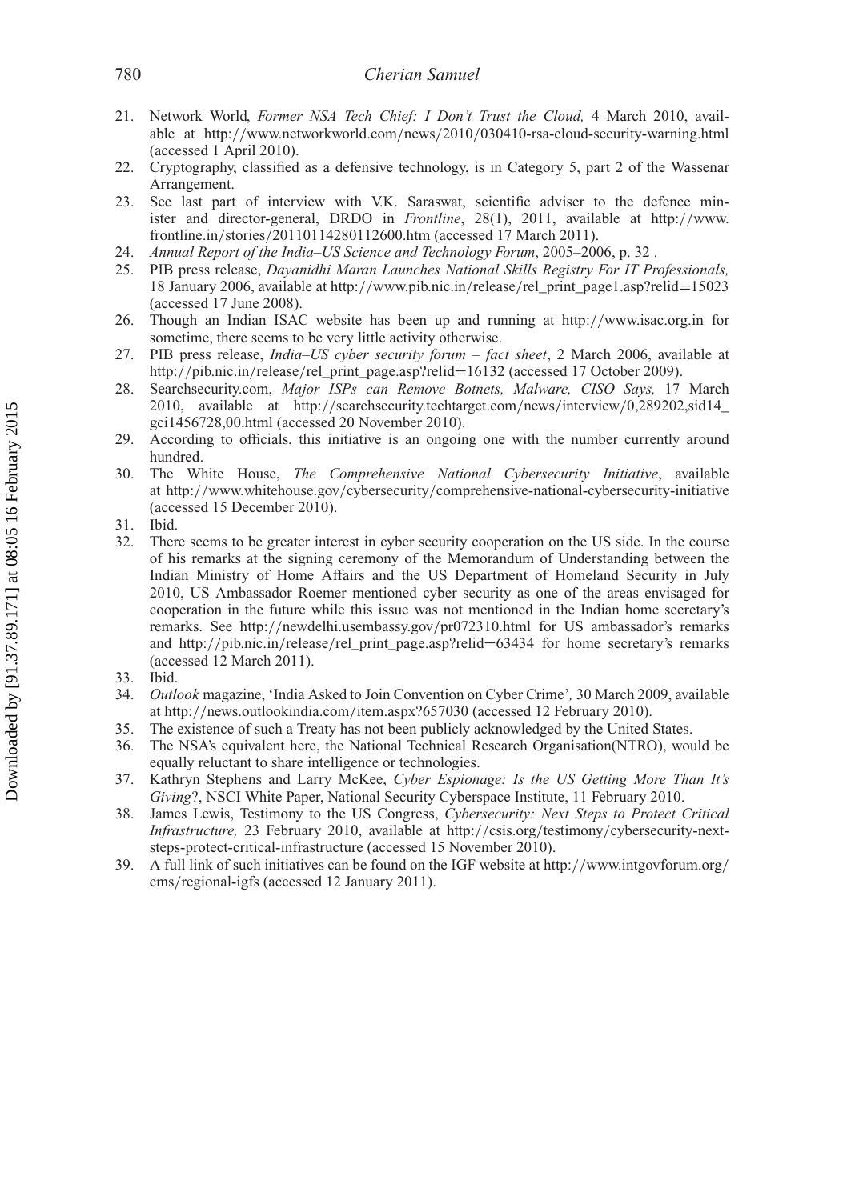21. Network World, *Former NSA Tech Chief: I Don't Trust the Cloud,* 4 March 2010, available at http://www.networkworld.com/news/2010/030410-rsa-cloud-security-warning.html (accessed 1 April 2010).
22. Cryptography, classified as a defensive technology, is in Category 5, part 2 of the Wassenar Arrangement.
23. See last part of interview with V.K. Saraswat, scientific adviser to the defence minister and director-general, DRDO in *Frontline*, 28(1), 2011, available at http://www.frontline.in/stories/20110114280112600.htm (accessed 17 March 2011).
24. *Annual Report of the India–US Science and Technology Forum*, 2005–2006, p. 32 .
25. PIB press release, *Dayanidhi Maran Launches National Skills Registry For IT Professionals,* 18 January 2006, available at http://www.pib.nic.in/release/rel_print_page1.asp?relid=15023 (accessed 17 June 2008).
26. Though an Indian ISAC website has been up and running at http://www.isac.org.in for sometime, there seems to be very little activity otherwise.
27. PIB press release, *India–US cyber security forum – fact sheet*, 2 March 2006, available at http://pib.nic.in/release/rel_print_page.asp?relid=16132 (accessed 17 October 2009).
28. Searchsecurity.com, *Major ISPs can Remove Botnets, Malware, CISO Says,* 17 March 2010, available at http://searchsecurity.techtarget.com/news/interview/0,289202,sid14_gci1456728,00.html (accessed 20 November 2010).
29. According to officials, this initiative is an ongoing one with the number currently around hundred.
30. The White House, *The Comprehensive National Cybersecurity Initiative*, available at http://www.whitehouse.gov/cybersecurity/comprehensive-national-cybersecurity-initiative (accessed 15 December 2010).
31. Ibid.
32. There seems to be greater interest in cyber security cooperation on the US side. In the course of his remarks at the signing ceremony of the Memorandum of Understanding between the Indian Ministry of Home Affairs and the US Department of Homeland Security in July 2010, US Ambassador Roemer mentioned cyber security as one of the areas envisaged for cooperation in the future while this issue was not mentioned in the Indian home secretary's remarks. See http://newdelhi.usembassy.gov/pr072310.html for US ambassador's remarks and http://pib.nic.in/release/rel_print_page.asp?relid=63434 for home secretary's remarks (accessed 12 March 2011).
33. Ibid.
34. *Outlook* magazine, 'India Asked to Join Convention on Cyber Crime', 30 March 2009, available at http://news.outlookindia.com/item.aspx?657030 (accessed 12 February 2010).
35. The existence of such a Treaty has not been publicly acknowledged by the United States.
36. The NSA's equivalent here, the National Technical Research Organisation(NTRO), would be equally reluctant to share intelligence or technologies.
37. Kathryn Stephens and Larry McKee, *Cyber Espionage: Is the US Getting More Than It's Giving*?, NSCI White Paper, National Security Cyberspace Institute, 11 February 2010.
38. James Lewis, Testimony to the US Congress, *Cybersecurity: Next Steps to Protect Critical Infrastructure,* 23 February 2010, available at http://csis.org/testimony/cybersecurity-next-steps-protect-critical-infrastructure (accessed 15 November 2010).
39. A full link of such initiatives can be found on the IGF website at http://www.intgovforum.org/cms/regional-igfs (accessed 12 January 2011).